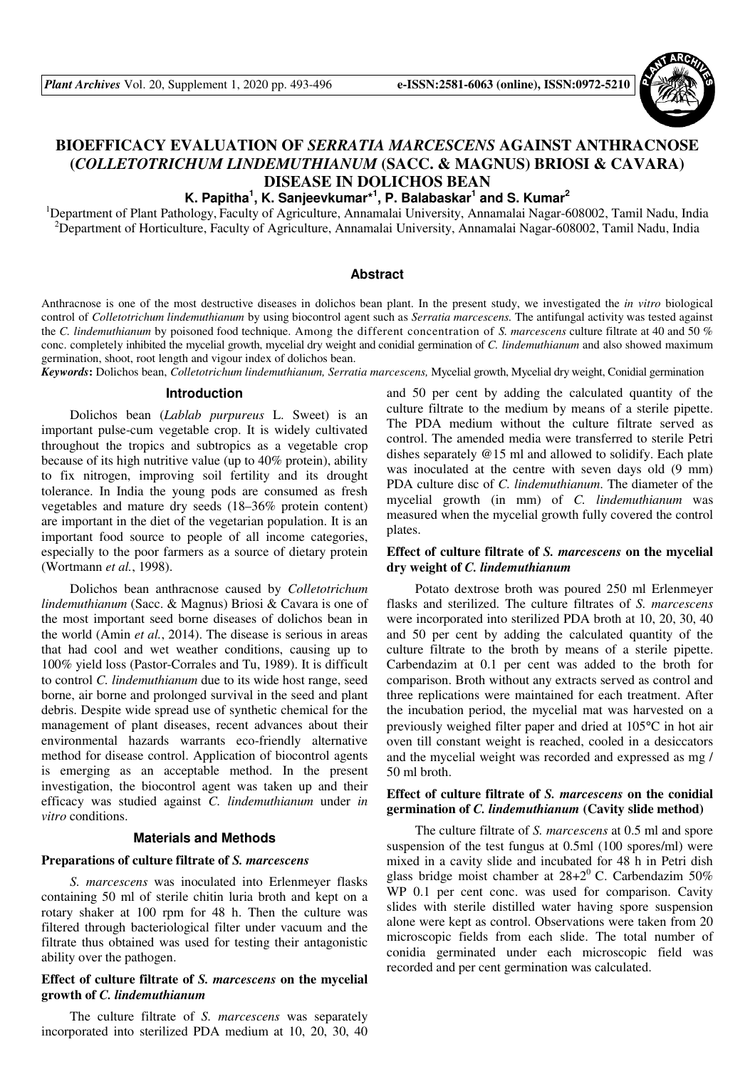# BIOEFFICACY EVALUATION OF *SERRATIA MARCESCENS* AGAINST ANTHRACNOSE (*COLLETOTRICHUM LINDEMUTHIANUM* (SACC. & MAGNUS) BRIOSI & CAVARA) DISEASE IN DOLICHOS BEAN

**K. Papitha[1], K. Sanjeevkumar*[1], P. Balabaskar[1] and S. Kumar[2]**

[1]Department of Plant Pathology, Faculty of Agriculture, Annamalai University, Annamalai Nagar-608002, Tamil Nadu, India
[2]Department of Horticulture, Faculty of Agriculture, Annamalai University, Annamalai Nagar-608002, Tamil Nadu, India

## Abstract

Anthracnose is one of the most destructive diseases in dolichos bean plant. In the present study, we investigated the *in vitro* biological control of *Colletotrichum lindemuthianum* by using biocontrol agent such as *Serratia marcescens.* The antifungal activity was tested against the *C. lindemuthianum* by poisoned food technique. Among the different concentration of *S. marcescens* culture filtrate at 40 and 50 % conc. completely inhibited the mycelial growth, mycelial dry weight and conidial germination of *C. lindemuthianum* and also showed maximum germination, shoot, root length and vigour index of dolichos bean.

***Keywords*:** Dolichos bean, *Colletotrichum lindemuthianum, Serratia marcescens,* Mycelial growth, Mycelial dry weight, Conidial germination

## Introduction

Dolichos bean (*Lablab purpureus* L. Sweet) is an important pulse-cum vegetable crop. It is widely cultivated throughout the tropics and subtropics as a vegetable crop because of its high nutritive value (up to 40% protein), ability to fix nitrogen, improving soil fertility and its drought tolerance. In India the young pods are consumed as fresh vegetables and mature dry seeds (18–36% protein content) are important in the diet of the vegetarian population. It is an important food source to people of all income categories, especially to the poor farmers as a source of dietary protein (Wortmann *et al.*, 1998).

Dolichos bean anthracnose caused by *Colletotrichum lindemuthianum* (Sacc. & Magnus) Briosi & Cavara is one of the most important seed borne diseases of dolichos bean in the world (Amin *et al.*, 2014). The disease is serious in areas that had cool and wet weather conditions, causing up to 100% yield loss (Pastor-Corrales and Tu, 1989). It is difficult to control *C. lindemuthianum* due to its wide host range, seed borne, air borne and prolonged survival in the seed and plant debris. Despite wide spread use of synthetic chemical for the management of plant diseases, recent advances about their environmental hazards warrants eco-friendly alternative method for disease control. Application of biocontrol agents is emerging as an acceptable method. In the present investigation, the biocontrol agent was taken up and their efficacy was studied against *C. lindemuthianum* under *in vitro* conditions.

## Materials and Methods

### Preparations of culture filtrate of *S. marcescens*

*S. marcescens* was inoculated into Erlenmeyer flasks containing 50 ml of sterile chitin luria broth and kept on a rotary shaker at 100 rpm for 48 h. Then the culture was filtered through bacteriological filter under vacuum and the filtrate thus obtained was used for testing their antagonistic ability over the pathogen.

### Effect of culture filtrate of *S. marcescens* on the mycelial growth of *C. lindemuthianum*

The culture filtrate of *S. marcescens* was separately incorporated into sterilized PDA medium at 10, 20, 30, 40 and 50 per cent by adding the calculated quantity of the culture filtrate to the medium by means of a sterile pipette. The PDA medium without the culture filtrate served as control. The amended media were transferred to sterile Petri dishes separately @15 ml and allowed to solidify. Each plate was inoculated at the centre with seven days old (9 mm) PDA culture disc of *C. lindemuthianum*. The diameter of the mycelial growth (in mm) of *C. lindemuthianum* was measured when the mycelial growth fully covered the control plates.

### Effect of culture filtrate of *S. marcescens* on the mycelial dry weight of *C. lindemuthianum*

Potato dextrose broth was poured 250 ml Erlenmeyer flasks and sterilized. The culture filtrates of *S. marcescens* were incorporated into sterilized PDA broth at 10, 20, 30, 40 and 50 per cent by adding the calculated quantity of the culture filtrate to the broth by means of a sterile pipette. Carbendazim at 0.1 per cent was added to the broth for comparison. Broth without any extracts served as control and three replications were maintained for each treatment. After the incubation period, the mycelial mat was harvested on a previously weighed filter paper and dried at 105°C in hot air oven till constant weight is reached, cooled in a desiccators and the mycelial weight was recorded and expressed as mg / 50 ml broth.

### Effect of culture filtrate of *S. marcescens* on the conidial germination of *C. lindemuthianum* (Cavity slide method)

The culture filtrate of *S. marcescens* at 0.5 ml and spore suspension of the test fungus at 0.5ml (100 spores/ml) were mixed in a cavity slide and incubated for 48 h in Petri dish glass bridge moist chamber at $28+2^0$ C. Carbendazim 50% WP 0.1 per cent conc. was used for comparison. Cavity slides with sterile distilled water having spore suspension alone were kept as control. Observations were taken from 20 microscopic fields from each slide. The total number of conidia germinated under each microscopic field was recorded and per cent germination was calculated.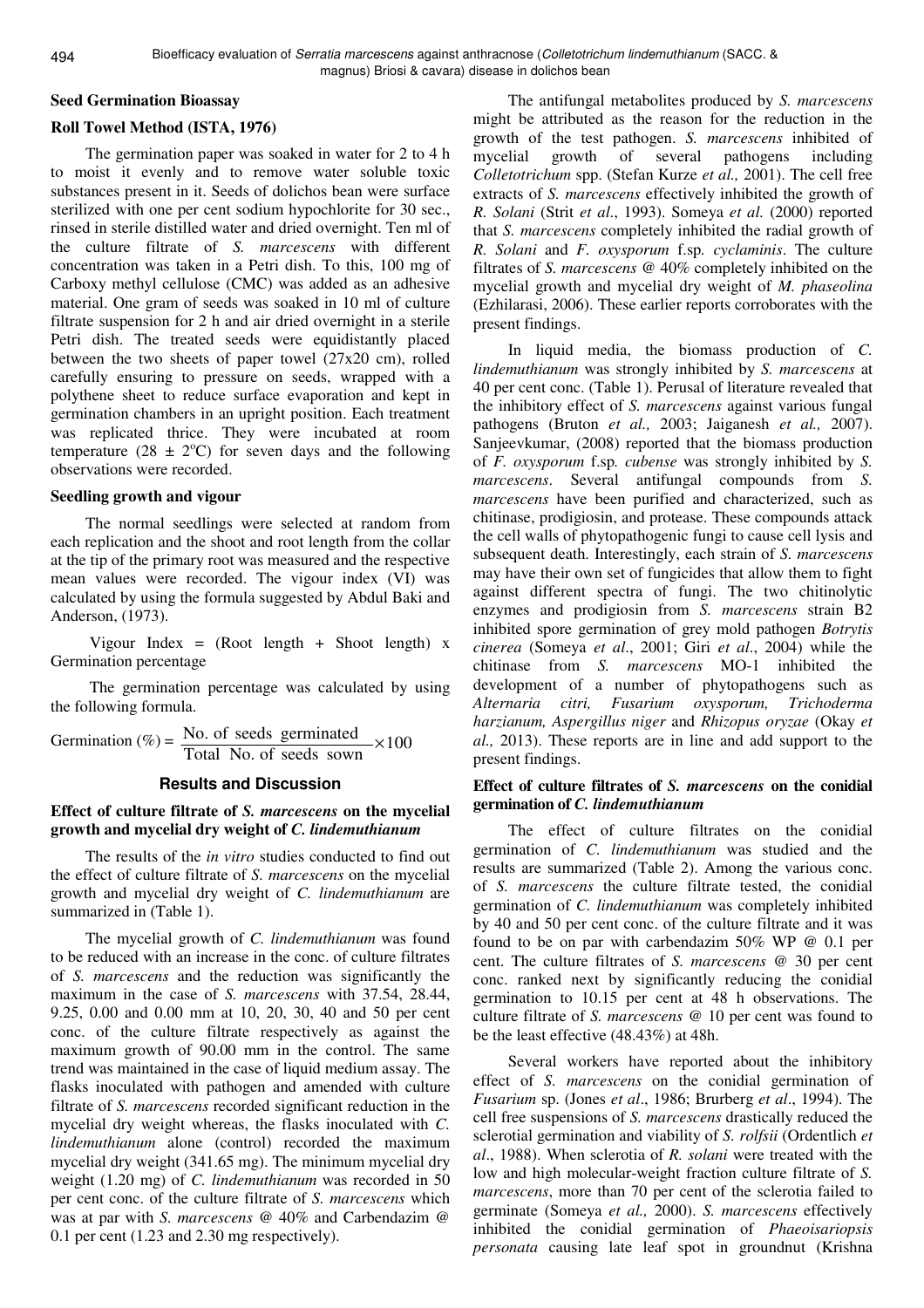## Seed Germination Bioassay

### Roll Towel Method (ISTA, 1976)

The germination paper was soaked in water for 2 to 4 h to moist it evenly and to remove water soluble toxic substances present in it. Seeds of dolichos bean were surface sterilized with one per cent sodium hypochlorite for 30 sec., rinsed in sterile distilled water and dried overnight. Ten ml of the culture filtrate of *S. marcescens* with different concentration was taken in a Petri dish. To this, 100 mg of Carboxy methyl cellulose (CMC) was added as an adhesive material. One gram of seeds was soaked in 10 ml of culture filtrate suspension for 2 h and air dried overnight in a sterile Petri dish. The treated seeds were equidistantly placed between the two sheets of paper towel (27x20 cm), rolled carefully ensuring to pressure on seeds, wrapped with a polythene sheet to reduce surface evaporation and kept in germination chambers in an upright position. Each treatment was replicated thrice. They were incubated at room temperature ($28 \pm 2^{o}C$) for seven days and the following observations were recorded.

### Seedling growth and vigour

The normal seedlings were selected at random from each replication and the shoot and root length from the collar at the tip of the primary root was measured and the respective mean values were recorded. The vigour index (VI) was calculated by using the formula suggested by Abdul Baki and Anderson, (1973).

Vigour Index = (Root length + Shoot length) x Germination percentage

The germination percentage was calculated by using the following formula.

$$\text{Germination (\%)} = \frac{\text{No. of seeds germinated}}{\text{Total No. of seeds sown}} \times 100$$

## Results and Discussion

### Effect of culture filtrate of *S. marcescens* on the mycelial growth and mycelial dry weight of *C. lindemuthianum*

The results of the *in vitro* studies conducted to find out the effect of culture filtrate of *S. marcescens* on the mycelial growth and mycelial dry weight of *C. lindemuthianum* are summarized in (Table 1).

The mycelial growth of *C. lindemuthianum* was found to be reduced with an increase in the conc. of culture filtrates of *S. marcescens* and the reduction was significantly the maximum in the case of *S. marcescens* with 37.54, 28.44, 9.25, 0.00 and 0.00 mm at 10, 20, 30, 40 and 50 per cent conc. of the culture filtrate respectively as against the maximum growth of 90.00 mm in the control. The same trend was maintained in the case of liquid medium assay. The flasks inoculated with pathogen and amended with culture filtrate of *S. marcescens* recorded significant reduction in the mycelial dry weight whereas, the flasks inoculated with *C. lindemuthianum* alone (control) recorded the maximum mycelial dry weight (341.65 mg). The minimum mycelial dry weight (1.20 mg) of *C. lindemuthianum* was recorded in 50 per cent conc. of the culture filtrate of *S. marcescens* which was at par with *S. marcescens* @ 40% and Carbendazim @ 0.1 per cent (1.23 and 2.30 mg respectively).

The antifungal metabolites produced by *S. marcescens* might be attributed as the reason for the reduction in the growth of the test pathogen. *S. marcescens* inhibited of mycelial growth of several pathogens including *Colletotrichum* spp. (Stefan Kurze *et al.,* 2001). The cell free extracts of *S. marcescens* effectively inhibited the growth of *R. Solani* (Strit *et al*., 1993). Someya *et al.* (2000) reported that *S. marcescens* completely inhibited the radial growth of *R. Solani* and *F. oxysporum* f.sp. *cyclaminis*. The culture filtrates of *S. marcescens* @ 40% completely inhibited on the mycelial growth and mycelial dry weight of *M. phaseolina* (Ezhilarasi, 2006). These earlier reports corroborates with the present findings.

In liquid media, the biomass production of *C. lindemuthianum* was strongly inhibited by *S. marcescens* at 40 per cent conc. (Table 1). Perusal of literature revealed that the inhibitory effect of *S. marcescens* against various fungal pathogens (Bruton *et al.,* 2003; Jaiganesh *et al.,* 2007). Sanjeevkumar, (2008) reported that the biomass production of *F. oxysporum* f.sp. *cubense* was strongly inhibited by *S. marcescens*. Several antifungal compounds from *S. marcescens* have been purified and characterized, such as chitinase, prodigiosin, and protease. These compounds attack the cell walls of phytopathogenic fungi to cause cell lysis and subsequent death. Interestingly, each strain of *S. marcescens* may have their own set of fungicides that allow them to fight against different spectra of fungi. The two chitinolytic enzymes and prodigiosin from *S. marcescens* strain B2 inhibited spore germination of grey mold pathogen *Botrytis cinerea* (Someya *et al*., 2001; Giri *et al*., 2004) while the chitinase from *S. marcescens* MO-1 inhibited the development of a number of phytopathogens such as *Alternaria citri, Fusarium oxysporum, Trichoderma harzianum, Aspergillus niger* and *Rhizopus oryzae* (Okay *et al.,* 2013). These reports are in line and add support to the present findings.

### Effect of culture filtrates of *S. marcescens* on the conidial germination of *C. lindemuthianum*

The effect of culture filtrates on the conidial germination of *C. lindemuthianum* was studied and the results are summarized (Table 2). Among the various conc. of *S. marcescens* the culture filtrate tested, the conidial germination of *C. lindemuthianum* was completely inhibited by 40 and 50 per cent conc. of the culture filtrate and it was found to be on par with carbendazim 50% WP @ 0.1 per cent. The culture filtrates of *S. marcescens* @ 30 per cent conc. ranked next by significantly reducing the conidial germination to 10.15 per cent at 48 h observations. The culture filtrate of *S. marcescens* @ 10 per cent was found to be the least effective (48.43%) at 48h.

Several workers have reported about the inhibitory effect of *S. marcescens* on the conidial germination of *Fusarium* sp. (Jones *et al*., 1986; Brurberg *et al*., 1994). The cell free suspensions of *S. marcescens* drastically reduced the sclerotial germination and viability of *S. rolfsii* (Ordentlich *et al*., 1988). When sclerotia of *R. solani* were treated with the low and high molecular-weight fraction culture filtrate of *S. marcescens*, more than 70 per cent of the sclerotia failed to germinate (Someya *et al.,* 2000). *S. marcescens* effectively inhibited the conidial germination of *Phaeoisariopsis personata* causing late leaf spot in groundnut (Krishna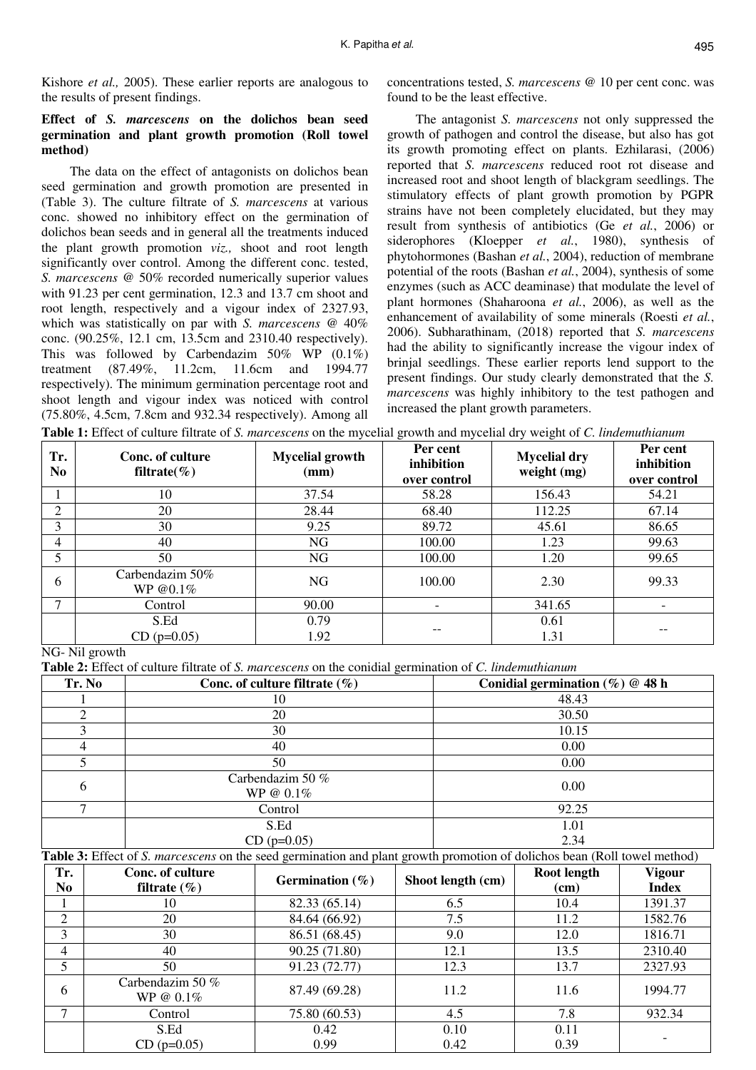Kishore *et al.,* 2005). These earlier reports are analogous to the results of present findings.

### Effect of *S. marcescens* on the dolichos bean seed germination and plant growth promotion (Roll towel method)

The data on the effect of antagonists on dolichos bean seed germination and growth promotion are presented in (Table 3). The culture filtrate of *S. marcescens* at various conc. showed no inhibitory effect on the germination of dolichos bean seeds and in general all the treatments induced the plant growth promotion *viz.,* shoot and root length significantly over control. Among the different conc. tested, *S. marcescens* @ 50% recorded numerically superior values with 91.23 per cent germination, 12.3 and 13.7 cm shoot and root length, respectively and a vigour index of 2327.93, which was statistically on par with *S. marcescens* @ 40% conc. (90.25%, 12.1 cm, 13.5cm and 2310.40 respectively). This was followed by Carbendazim 50% WP (0.1%) treatment (87.49%, 11.2cm, 11.6cm and 1994.77 respectively). The minimum germination percentage root and shoot length and vigour index was noticed with control (75.80%, 4.5cm, 7.8cm and 932.34 respectively). Among all concentrations tested, *S. marcescens* @ 10 per cent conc. was found to be the least effective.

The antagonist *S. marcescens* not only suppressed the growth of pathogen and control the disease, but also has got its growth promoting effect on plants. Ezhilarasi, (2006) reported that *S. marcescens* reduced root rot disease and increased root and shoot length of blackgram seedlings. The stimulatory effects of plant growth promotion by PGPR strains have not been completely elucidated, but they may result from synthesis of antibiotics (Ge *et al.*, 2006) or siderophores (Kloepper *et al.*, 1980), synthesis of phytohormones (Bashan *et al.*, 2004), reduction of membrane potential of the roots (Bashan *et al.*, 2004), synthesis of some enzymes (such as ACC deaminase) that modulate the level of plant hormones (Shaharoona *et al.*, 2006), as well as the enhancement of availability of some minerals (Roesti *et al.*, 2006). Subharathinam, (2018) reported that *S. marcescens* had the ability to significantly increase the vigour index of brinjal seedlings. These earlier reports lend support to the present findings. Our study clearly demonstrated that the *S. marcescens* was highly inhibitory to the test pathogen and increased the plant growth parameters.

**Table 1:** Effect of culture filtrate of *S. marcescens* on the mycelial growth and mycelial dry weight of *C. lindemuthianum*

| Tr. No | Conc. of culture filtrate(%) | Mycelial growth (mm) | Per cent inhibition over control | Mycelial dry weight (mg) | Per cent inhibition over control |
|---|---|---|---|---|---|
| 1 | 10 | 37.54 | 58.28 | 156.43 | 54.21 |
| 2 | 20 | 28.44 | 68.40 | 112.25 | 67.14 |
| 3 | 30 | 9.25 | 89.72 | 45.61 | 86.65 |
| 4 | 40 | NG | 100.00 | 1.23 | 99.63 |
| 5 | 50 | NG | 100.00 | 1.20 | 99.65 |
| 6 | Carbendazim 50% WP @0.1% | NG | 100.00 | 2.30 | 99.33 |
| 7 | Control | 90.00 | - | 341.65 | - |
| | S.Ed<br>CD (p=0.05) | 0.79<br>1.92 | -- | 0.61<br>1.31 | -- |

NG- Nil growth

**Table 2:** Effect of culture filtrate of *S. marcescens* on the conidial germination of *C. lindemuthianum*

| Tr. No | Conc. of culture filtrate (%) | Conidial germination (%) @ 48 h |
|---|---|---|
| 1 | 10 | 48.43 |
| 2 | 20 | 30.50 |
| 3 | 30 | 10.15 |
| 4 | 40 | 0.00 |
| 5 | 50 | 0.00 |
| 6 | Carbendazim 50 % WP @ 0.1% | 0.00 |
| 7 | Control | 92.25 |
| | S.Ed<br>CD (p=0.05) | 1.01<br>2.34 |

**Table 3:** Effect of *S. marcescens* on the seed germination and plant growth promotion of dolichos bean (Roll towel method)

| Tr. No | Conc. of culture filtrate (%) | Germination (%) | Shoot length (cm) | Root length (cm) | Vigour Index |
|---|---|---|---|---|---|
| 1 | 10 | 82.33 (65.14) | 6.5 | 10.4 | 1391.37 |
| 2 | 20 | 84.64 (66.92) | 7.5 | 11.2 | 1582.76 |
| 3 | 30 | 86.51 (68.45) | 9.0 | 12.0 | 1816.71 |
| 4 | 40 | 90.25 (71.80) | 12.1 | 13.5 | 2310.40 |
| 5 | 50 | 91.23 (72.77) | 12.3 | 13.7 | 2327.93 |
| 6 | Carbendazim 50 % WP @ 0.1% | 87.49 (69.28) | 11.2 | 11.6 | 1994.77 |
| 7 | Control | 75.80 (60.53) | 4.5 | 7.8 | 932.34 |
| | S.Ed<br>CD (p=0.05) | 0.42<br>0.99 | 0.10<br>0.42 | 0.11<br>0.39 | - |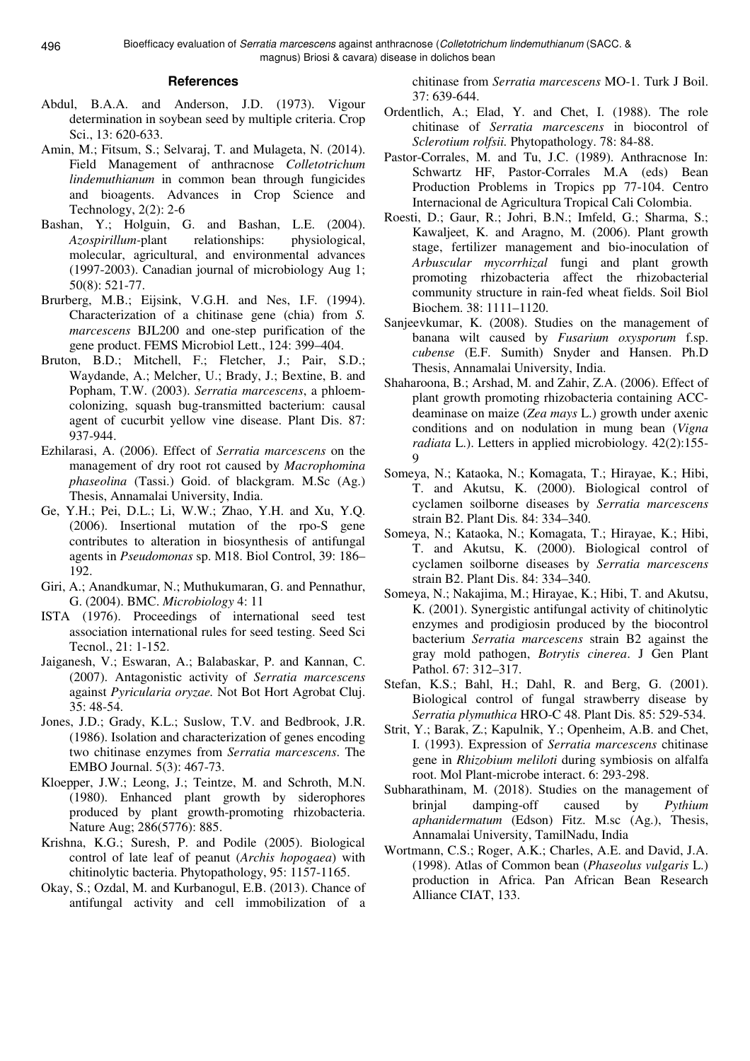## References

Abdul, B.A.A. and Anderson, J.D. (1973). Vigour determination in soybean seed by multiple criteria. Crop Sci., 13: 620-633.

Amin, M.; Fitsum, S.; Selvaraj, T. and Mulageta, N. (2014). Field Management of anthracnose *Colletotrichum lindemuthianum* in common bean through fungicides and bioagents. Advances in Crop Science and Technology, 2(2): 2-6

Bashan, Y.; Holguin, G. and Bashan, L.E. (2004). *Azospirillum*-plant relationships: physiological, molecular, agricultural, and environmental advances (1997-2003). Canadian journal of microbiology Aug 1; 50(8): 521-77.

Brurberg, M.B.; Eijsink, V.G.H. and Nes, I.F. (1994). Characterization of a chitinase gene (chia) from *S. marcescens* BJL200 and one-step purification of the gene product. FEMS Microbiol Lett., 124: 399–404.

Bruton, B.D.; Mitchell, F.; Fletcher, J.; Pair, S.D.; Waydande, A.; Melcher, U.; Brady, J.; Bextine, B. and Popham, T.W. (2003). *Serratia marcescens*, a phloem-colonizing, squash bug-transmitted bacterium: causal agent of cucurbit yellow vine disease. Plant Dis. 87: 937-944.

Ezhilarasi, A. (2006). Effect of *Serratia marcescens* on the management of dry root rot caused by *Macrophomina phaseolina* (Tassi.) Goid. of blackgram. M.Sc (Ag.) Thesis, Annamalai University, India.

Ge, Y.H.; Pei, D.L.; Li, W.W.; Zhao, Y.H. and Xu, Y.Q. (2006). Insertional mutation of the rpo-S gene contributes to alteration in biosynthesis of antifungal agents in *Pseudomonas* sp. M18. Biol Control, 39: 186–192.

Giri, A.; Anandkumar, N.; Muthukumaran, G. and Pennathur, G. (2004). BMC. *Microbiology* 4: 11

ISTA (1976). Proceedings of international seed test association international rules for seed testing. Seed Sci Tecnol., 21: 1-152.

Jaiganesh, V.; Eswaran, A.; Balabaskar, P. and Kannan, C. (2007). Antagonistic activity of *Serratia marcescens* against *Pyricularia oryzae.* Not Bot Hort Agrobat Cluj. 35: 48-54.

Jones, J.D.; Grady, K.L.; Suslow, T.V. and Bedbrook, J.R. (1986). Isolation and characterization of genes encoding two chitinase enzymes from *Serratia marcescens*. The EMBO Journal. 5(3): 467-73.

Kloepper, J.W.; Leong, J.; Teintze, M. and Schroth, M.N. (1980). Enhanced plant growth by siderophores produced by plant growth-promoting rhizobacteria. Nature Aug; 286(5776): 885.

Krishna, K.G.; Suresh, P. and Podile (2005). Biological control of late leaf of peanut (*Archis hopogaea*) with chitinolytic bacteria. Phytopathology, 95: 1157-1165.

Okay, S.; Ozdal, M. and Kurbanogul, E.B. (2013). Chance of antifungal activity and cell immobilization of a chitinase from *Serratia marcescens* MO-1. Turk J Boil. 37: 639-644.

Ordentlich, A.; Elad, Y. and Chet, I. (1988). The role chitinase of *Serratia marcescens* in biocontrol of *Sclerotium rolfsii.* Phytopathology. 78: 84-88.

Pastor-Corrales, M. and Tu, J.C. (1989). Anthracnose In: Schwartz HF, Pastor-Corrales M.A (eds) Bean Production Problems in Tropics pp 77-104. Centro Internacional de Agricultura Tropical Cali Colombia.

Roesti, D.; Gaur, R.; Johri, B.N.; Imfeld, G.; Sharma, S.; Kawaljeet, K. and Aragno, M. (2006). Plant growth stage, fertilizer management and bio-inoculation of *Arbuscular mycorrhizal* fungi and plant growth promoting rhizobacteria affect the rhizobacterial community structure in rain-fed wheat fields. Soil Biol Biochem. 38: 1111–1120.

Sanjeevkumar, K. (2008). Studies on the management of banana wilt caused by *Fusarium oxysporum* f.sp. *cubense* (E.F. Sumith) Snyder and Hansen. Ph.D Thesis, Annamalai University, India.

Shaharoona, B.; Arshad, M. and Zahir, Z.A. (2006). Effect of plant growth promoting rhizobacteria containing ACC-deaminase on maize (*Zea mays* L.) growth under axenic conditions and on nodulation in mung bean (*Vigna radiata* L.). Letters in applied microbiology. 42(2):155-9

Someya, N.; Kataoka, N.; Komagata, T.; Hirayae, K.; Hibi, T. and Akutsu, K. (2000). Biological control of cyclamen soilborne diseases by *Serratia marcescens* strain B2. Plant Dis*.* 84: 334–340.

Someya, N.; Kataoka, N.; Komagata, T.; Hirayae, K.; Hibi, T. and Akutsu, K. (2000). Biological control of cyclamen soilborne diseases by *Serratia marcescens* strain B2. Plant Dis. 84: 334–340.

Someya, N.; Nakajima, M.; Hirayae, K.; Hibi, T. and Akutsu, K. (2001). Synergistic antifungal activity of chitinolytic enzymes and prodigiosin produced by the biocontrol bacterium *Serratia marcescens* strain B2 against the gray mold pathogen, *Botrytis cinerea*. J Gen Plant Pathol. 67: 312–317.

Stefan, K.S.; Bahl, H.; Dahl, R. and Berg, G. (2001). Biological control of fungal strawberry disease by *Serratia plymuthica* HRO-C 48. Plant Dis. 85: 529-534.

Strit, Y.; Barak, Z.; Kapulnik, Y.; Openheim, A.B. and Chet, I. (1993). Expression of *Serratia marcescens* chitinase gene in *Rhizobium meliloti* during symbiosis on alfalfa root. Mol Plant-microbe interact. 6: 293-298.

Subharathinam, M. (2018). Studies on the management of brinjal damping-off caused by *Pythium aphanidermatum* (Edson) Fitz. M.sc (Ag.), Thesis, Annamalai University, TamilNadu, India

Wortmann, C.S.; Roger, A.K.; Charles, A.E. and David, J.A. (1998). Atlas of Common bean (*Phaseolus vulgaris* L.) production in Africa. Pan African Bean Research Alliance CIAT, 133.